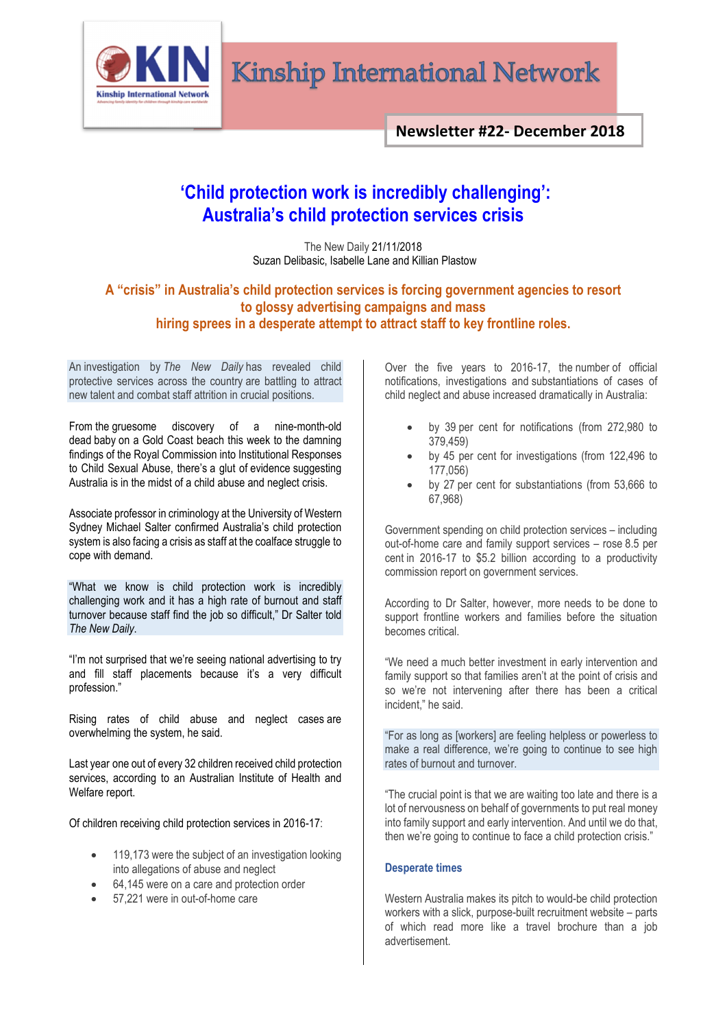# Kinship International Network

**Newsletter #22- December 2018**

## 'Child protection work is incredibly challenging': Australia's child protection services crisis

The New Daily 21/11/2018
Suzan Delibasic, Isabelle Lane and Killian Plastow

**A "crisis" in Australia's child protection services is forcing government agencies to resort to glossy advertising campaigns and mass hiring sprees in a desperate attempt to attract staff to key frontline roles.**

An investigation by *The New Daily* has revealed child protective services across the country are battling to attract new talent and combat staff attrition in crucial positions.

From the gruesome discovery of a nine-month-old dead baby on a Gold Coast beach this week to the damning findings of the Royal Commission into Institutional Responses to Child Sexual Abuse, there's a glut of evidence suggesting Australia is in the midst of a child abuse and neglect crisis.

Associate professor in criminology at the University of Western Sydney Michael Salter confirmed Australia's child protection system is also facing a crisis as staff at the coalface struggle to cope with demand.

"What we know is child protection work is incredibly challenging work and it has a high rate of burnout and staff turnover because staff find the job so difficult," Dr Salter told *The New Daily*.

"I'm not surprised that we're seeing national advertising to try and fill staff placements because it's a very difficult profession."

Rising rates of child abuse and neglect cases are overwhelming the system, he said.

Last year one out of every 32 children received child protection services, according to an Australian Institute of Health and Welfare report.

Of children receiving child protection services in 2016-17:

- 119,173 were the subject of an investigation looking into allegations of abuse and neglect
- 64,145 were on a care and protection order
- 57,221 were in out-of-home care

Over the five years to 2016-17, the number of official notifications, investigations and substantiations of cases of child neglect and abuse increased dramatically in Australia:

- by 39 per cent for notifications (from 272,980 to 379,459)
- by 45 per cent for investigations (from 122,496 to 177,056)
- by 27 per cent for substantiations (from 53,666 to 67,968)

Government spending on child protection services – including out-of-home care and family support services – rose 8.5 per cent in 2016-17 to $5.2 billion according to a productivity commission report on government services.

According to Dr Salter, however, more needs to be done to support frontline workers and families before the situation becomes critical.

"We need a much better investment in early intervention and family support so that families aren't at the point of crisis and so we're not intervening after there has been a critical incident," he said.

"For as long as [workers] are feeling helpless or powerless to make a real difference, we're going to continue to see high rates of burnout and turnover.

"The crucial point is that we are waiting too late and there is a lot of nervousness on behalf of governments to put real money into family support and early intervention. And until we do that, then we're going to continue to face a child protection crisis."

### Desperate times

Western Australia makes its pitch to would-be child protection workers with a slick, purpose-built recruitment website – parts of which read more like a travel brochure than a job advertisement.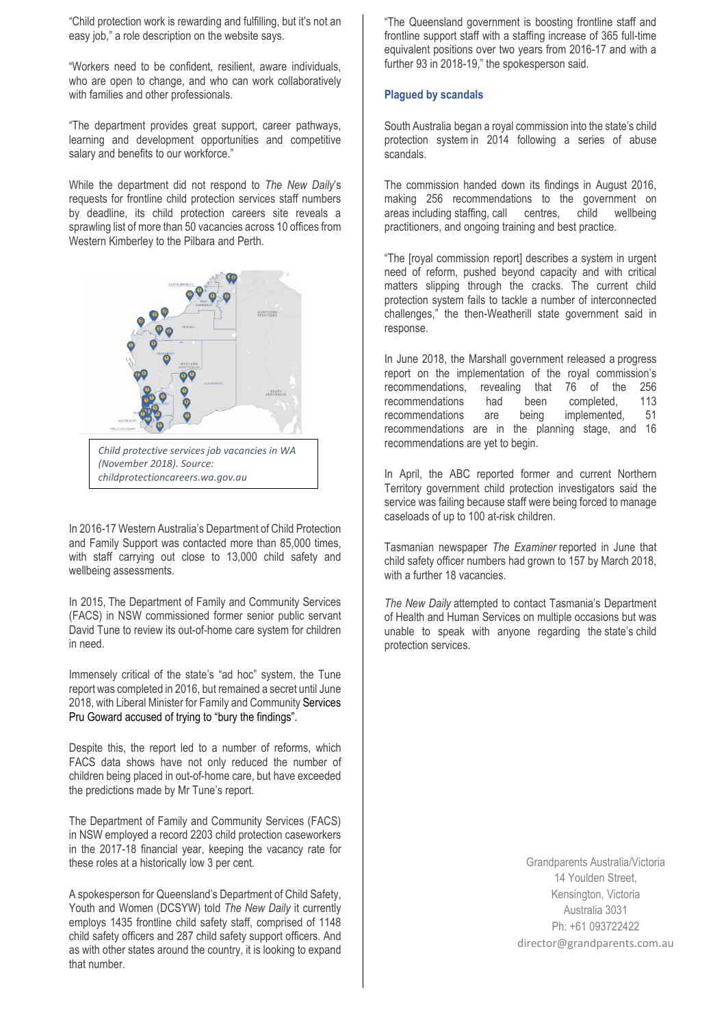"Child protection work is rewarding and fulfilling, but it's not an easy job," a role description on the website says.

"Workers need to be confident, resilient, aware individuals, who are open to change, and who can work collaboratively with families and other professionals.

"The department provides great support, career pathways, learning and development opportunities and competitive salary and benefits to our workforce."

While the department did not respond to *The New Daily*'s requests for frontline child protection services staff numbers by deadline, its child protection careers site reveals a sprawling list of more than 50 vacancies across 10 offices from Western Kimberley to the Pilbara and Perth.

*Child protective services job vacancies in WA (November 2018). Source: childprotectioncareers.wa.gov.au*

In 2016-17 Western Australia's Department of Child Protection and Family Support was contacted more than 85,000 times, with staff carrying out close to 13,000 child safety and wellbeing assessments.

In 2015, The Department of Family and Community Services (FACS) in NSW commissioned former senior public servant David Tune to review its out-of-home care system for children in need.

Immensely critical of the state's "ad hoc" system, the Tune report was completed in 2016, but remained a secret until June 2018, with Liberal Minister for Family and Community Services Pru Goward accused of trying to "bury the findings".

Despite this, the report led to a number of reforms, which FACS data shows have not only reduced the number of children being placed in out-of-home care, but have exceeded the predictions made by Mr Tune's report.

The Department of Family and Community Services (FACS) in NSW employed a record 2203 child protection caseworkers in the 2017-18 financial year, keeping the vacancy rate for these roles at a historically low 3 per cent.

A spokesperson for Queensland's Department of Child Safety, Youth and Women (DCSYW) told *The New Daily* it currently employs 1435 frontline child safety staff, comprised of 1148 child safety officers and 287 child safety support officers. And as with other states around the country, it is looking to expand that number.

"The Queensland government is boosting frontline staff and frontline support staff with a staffing increase of 365 full-time equivalent positions over two years from 2016-17 and with a further 93 in 2018-19," the spokesperson said.

### Plagued by scandals

South Australia began a royal commission into the state's child protection system in 2014 following a series of abuse scandals.

The commission handed down its findings in August 2016, making 256 recommendations to the government on areas including staffing, call centres, child wellbeing practitioners, and ongoing training and best practice.

"The [royal commission report] describes a system in urgent need of reform, pushed beyond capacity and with critical matters slipping through the cracks. The current child protection system fails to tackle a number of interconnected challenges," the then-Weatherill state government said in response.

In June 2018, the Marshall government released a progress report on the implementation of the royal commission's recommendations, revealing that 76 of the 256 recommendations had been completed, 113 recommendations are being implemented, 51 recommendations are in the planning stage, and 16 recommendations are yet to begin.

In April, the ABC reported former and current Northern Territory government child protection investigators said the service was failing because staff were being forced to manage caseloads of up to 100 at-risk children.

Tasmanian newspaper *The Examiner* reported in June that child safety officer numbers had grown to 157 by March 2018, with a further 18 vacancies.

*The New Daily* attempted to contact Tasmania's Department of Health and Human Services on multiple occasions but was unable to speak with anyone regarding the state's child protection services.